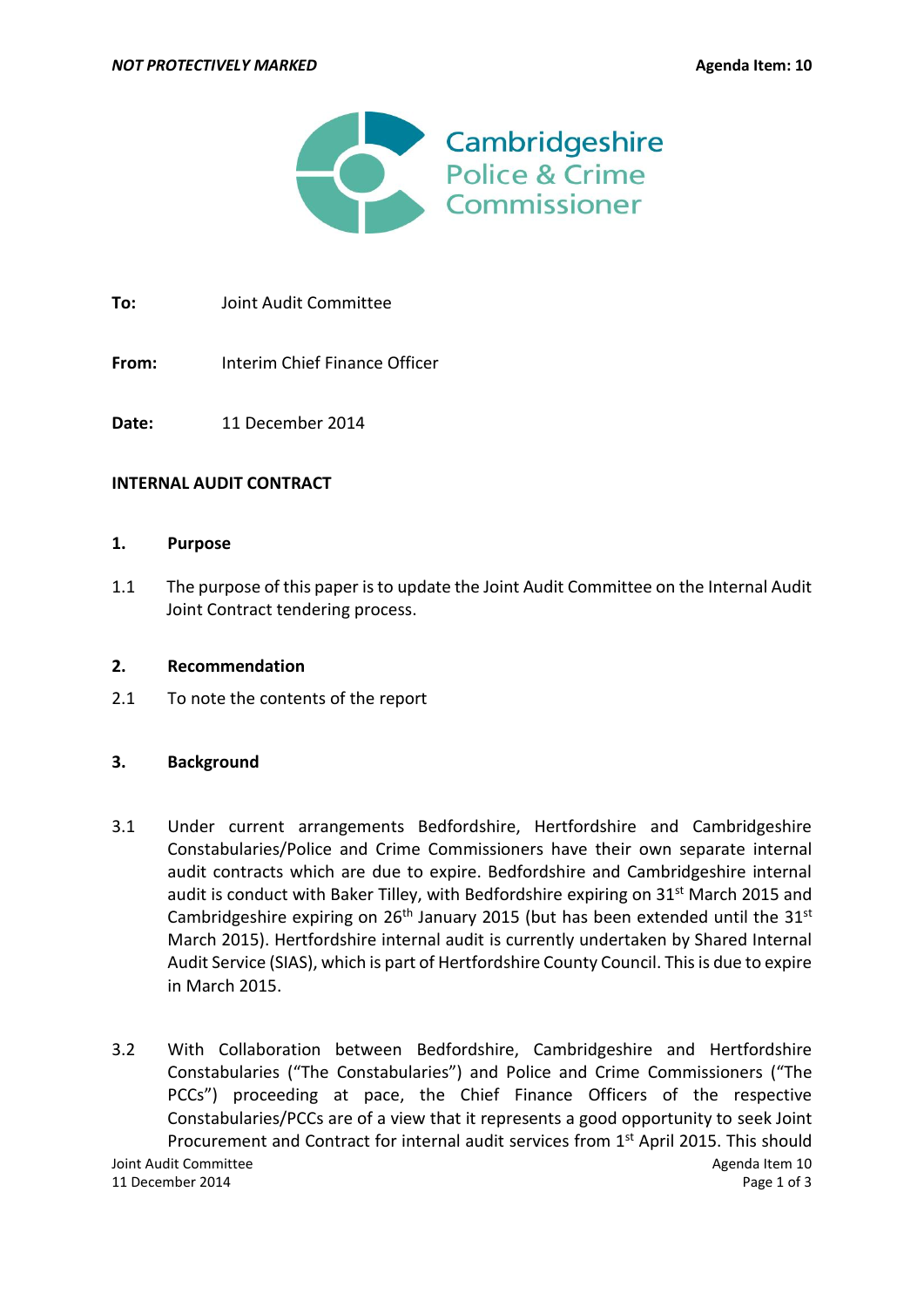*NOT PROTECTIVELY MARKED* **Agenda Item: 10**

Cambridgeshire Police & Crime Commissioner

**To:** Joint Audit Committee

**From:** Interim Chief Finance Officer

**Date:** 11 December 2014

**INTERNAL AUDIT CONTRACT**

## 1. Purpose

1.1 The purpose of this paper is to update the Joint Audit Committee on the Internal Audit Joint Contract tendering process.

## 2. Recommendation

2.1 To note the contents of the report

## 3. Background

3.1 Under current arrangements Bedfordshire, Hertfordshire and Cambridgeshire Constabularies/Police and Crime Commissioners have their own separate internal audit contracts which are due to expire. Bedfordshire and Cambridgeshire internal audit is conduct with Baker Tilley, with Bedfordshire expiring on 31st March 2015 and Cambridgeshire expiring on 26th January 2015 (but has been extended until the 31st March 2015). Hertfordshire internal audit is currently undertaken by Shared Internal Audit Service (SIAS), which is part of Hertfordshire County Council. This is due to expire in March 2015.

3.2 With Collaboration between Bedfordshire, Cambridgeshire and Hertfordshire Constabularies ("The Constabularies") and Police and Crime Commissioners ("The PCCs") proceeding at pace, the Chief Finance Officers of the respective Constabularies/PCCs are of a view that it represents a good opportunity to seek Joint Procurement and Contract for internal audit services from 1st April 2015. This should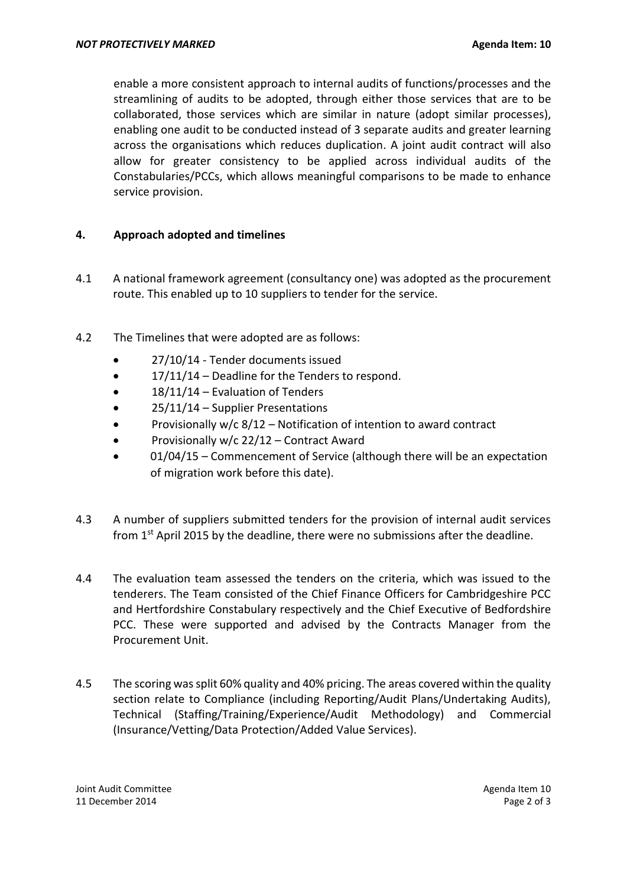enable a more consistent approach to internal audits of functions/processes and the streamlining of audits to be adopted, through either those services that are to be collaborated, those services which are similar in nature (adopt similar processes), enabling one audit to be conducted instead of 3 separate audits and greater learning across the organisations which reduces duplication. A joint audit contract will also allow for greater consistency to be applied across individual audits of the Constabularies/PCCs, which allows meaningful comparisons to be made to enhance service provision.

## 4. Approach adopted and timelines

4.1 A national framework agreement (consultancy one) was adopted as the procurement route. This enabled up to 10 suppliers to tender for the service.

4.2 The Timelines that were adopted are as follows:

- 27/10/14 - Tender documents issued
- 17/11/14 – Deadline for the Tenders to respond.
- 18/11/14 – Evaluation of Tenders
- 25/11/14 – Supplier Presentations
- Provisionally w/c 8/12 – Notification of intention to award contract
- Provisionally w/c 22/12 – Contract Award
- 01/04/15 – Commencement of Service (although there will be an expectation of migration work before this date).

4.3 A number of suppliers submitted tenders for the provision of internal audit services from 1st April 2015 by the deadline, there were no submissions after the deadline.

4.4 The evaluation team assessed the tenders on the criteria, which was issued to the tenderers. The Team consisted of the Chief Finance Officers for Cambridgeshire PCC and Hertfordshire Constabulary respectively and the Chief Executive of Bedfordshire PCC. These were supported and advised by the Contracts Manager from the Procurement Unit.

4.5 The scoring was split 60% quality and 40% pricing. The areas covered within the quality section relate to Compliance (including Reporting/Audit Plans/Undertaking Audits), Technical (Staffing/Training/Experience/Audit Methodology) and Commercial (Insurance/Vetting/Data Protection/Added Value Services).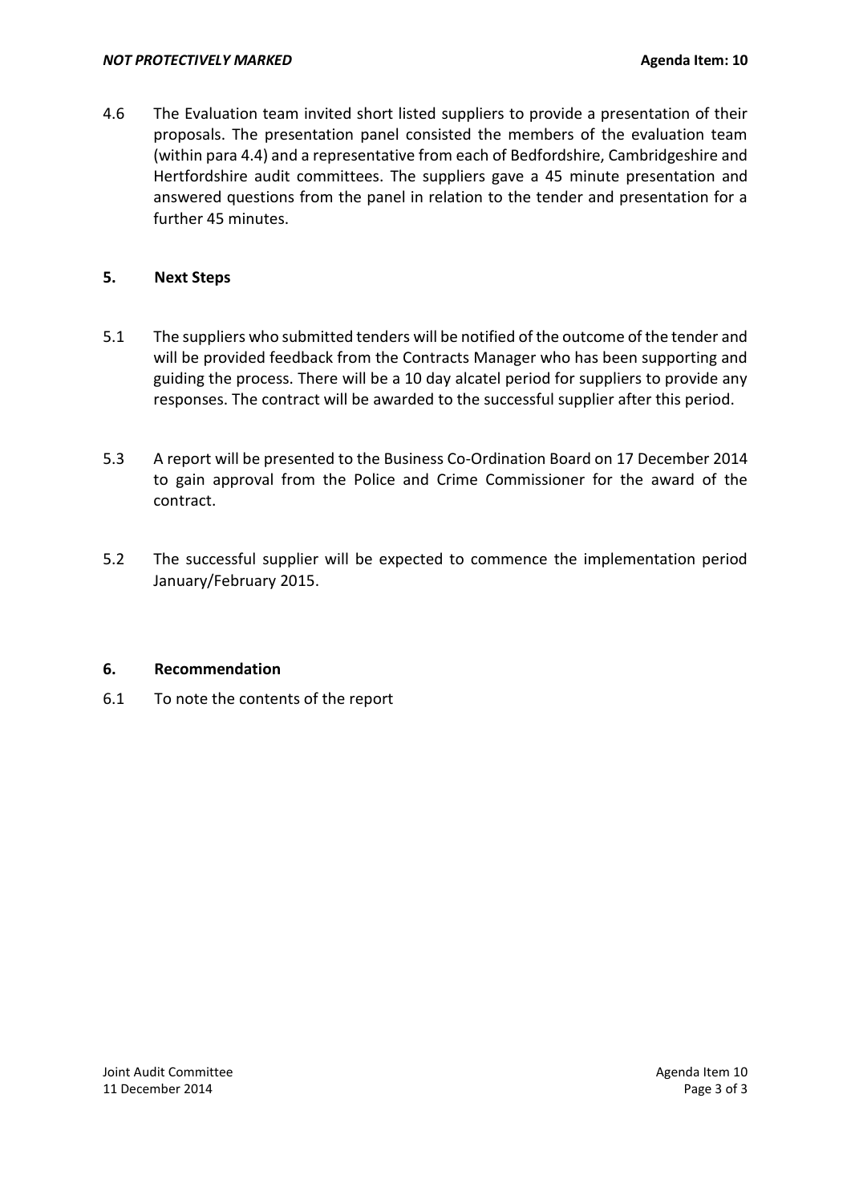4.6 The Evaluation team invited short listed suppliers to provide a presentation of their proposals. The presentation panel consisted the members of the evaluation team (within para 4.4) and a representative from each of Bedfordshire, Cambridgeshire and Hertfordshire audit committees. The suppliers gave a 45 minute presentation and answered questions from the panel in relation to the tender and presentation for a further 45 minutes.

## 5. Next Steps

5.1 The suppliers who submitted tenders will be notified of the outcome of the tender and will be provided feedback from the Contracts Manager who has been supporting and guiding the process. There will be a 10 day alcatel period for suppliers to provide any responses. The contract will be awarded to the successful supplier after this period.

5.3 A report will be presented to the Business Co-Ordination Board on 17 December 2014 to gain approval from the Police and Crime Commissioner for the award of the contract.

5.2 The successful supplier will be expected to commence the implementation period January/February 2015.

## 6. Recommendation

6.1 To note the contents of the report